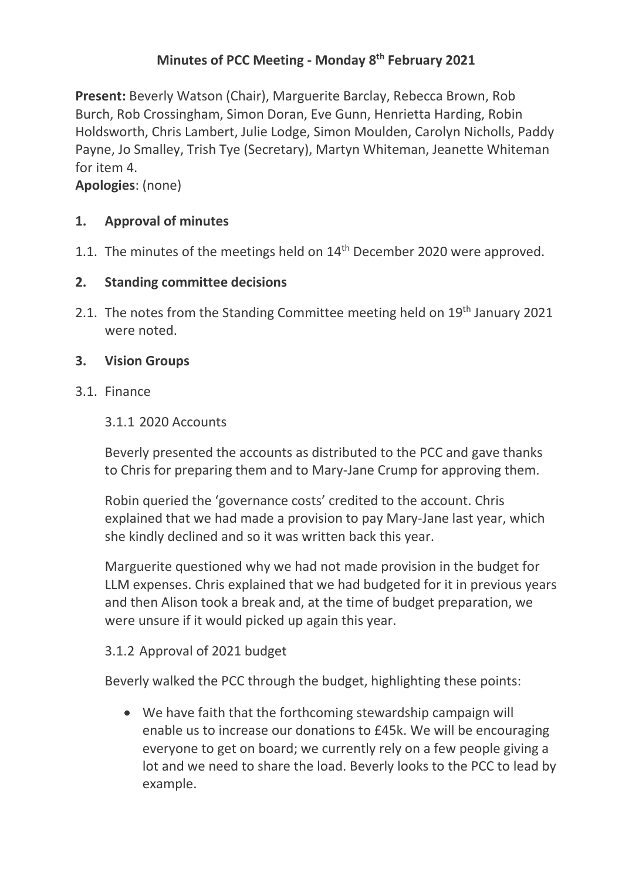# Minutes of PCC Meeting - Monday 8th February 2021

**Present:** Beverly Watson (Chair), Marguerite Barclay, Rebecca Brown, Rob Burch, Rob Crossingham, Simon Doran, Eve Gunn, Henrietta Harding, Robin Holdsworth, Chris Lambert, Julie Lodge, Simon Moulden, Carolyn Nicholls, Paddy Payne, Jo Smalley, Trish Tye (Secretary), Martyn Whiteman, Jeanette Whiteman for item 4.

**Apologies**: (none)

## 1. Approval of minutes

1.1. The minutes of the meetings held on 14th December 2020 were approved.

## 2. Standing committee decisions

2.1. The notes from the Standing Committee meeting held on 19th January 2021 were noted.

## 3. Vision Groups

3.1. Finance

3.1.1 2020 Accounts

Beverly presented the accounts as distributed to the PCC and gave thanks to Chris for preparing them and to Mary-Jane Crump for approving them.

Robin queried the 'governance costs' credited to the account. Chris explained that we had made a provision to pay Mary-Jane last year, which she kindly declined and so it was written back this year.

Marguerite questioned why we had not made provision in the budget for LLM expenses. Chris explained that we had budgeted for it in previous years and then Alison took a break and, at the time of budget preparation, we were unsure if it would picked up again this year.

3.1.2 Approval of 2021 budget

Beverly walked the PCC through the budget, highlighting these points:

- We have faith that the forthcoming stewardship campaign will enable us to increase our donations to £45k. We will be encouraging everyone to get on board; we currently rely on a few people giving a lot and we need to share the load. Beverly looks to the PCC to lead by example.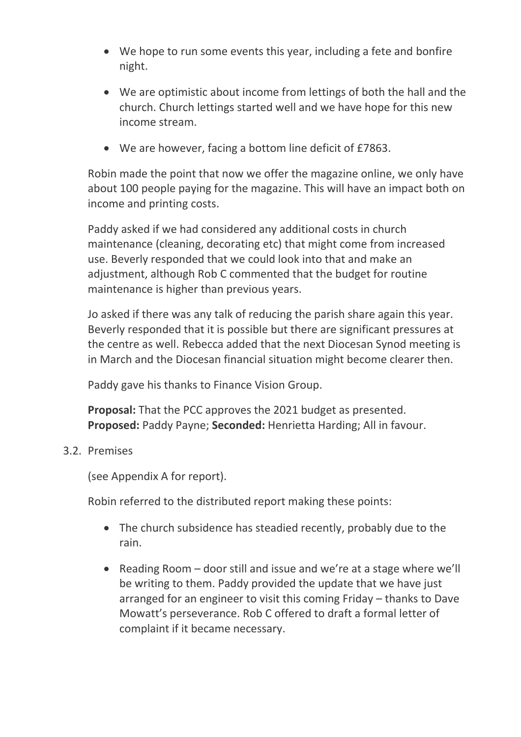- We hope to run some events this year, including a fete and bonfire night.
- We are optimistic about income from lettings of both the hall and the church. Church lettings started well and we have hope for this new income stream.
- We are however, facing a bottom line deficit of £7863.

Robin made the point that now we offer the magazine online, we only have about 100 people paying for the magazine. This will have an impact both on income and printing costs.

Paddy asked if we had considered any additional costs in church maintenance (cleaning, decorating etc) that might come from increased use. Beverly responded that we could look into that and make an adjustment, although Rob C commented that the budget for routine maintenance is higher than previous years.

Jo asked if there was any talk of reducing the parish share again this year. Beverly responded that it is possible but there are significant pressures at the centre as well. Rebecca added that the next Diocesan Synod meeting is in March and the Diocesan financial situation might become clearer then.

Paddy gave his thanks to Finance Vision Group.

**Proposal:** That the PCC approves the 2021 budget as presented.
**Proposed:** Paddy Payne; **Seconded:** Henrietta Harding; All in favour.

3.2. Premises

(see Appendix A for report).

Robin referred to the distributed report making these points:

- The church subsidence has steadied recently, probably due to the rain.
- Reading Room – door still and issue and we're at a stage where we'll be writing to them. Paddy provided the update that we have just arranged for an engineer to visit this coming Friday – thanks to Dave Mowatt's perseverance. Rob C offered to draft a formal letter of complaint if it became necessary.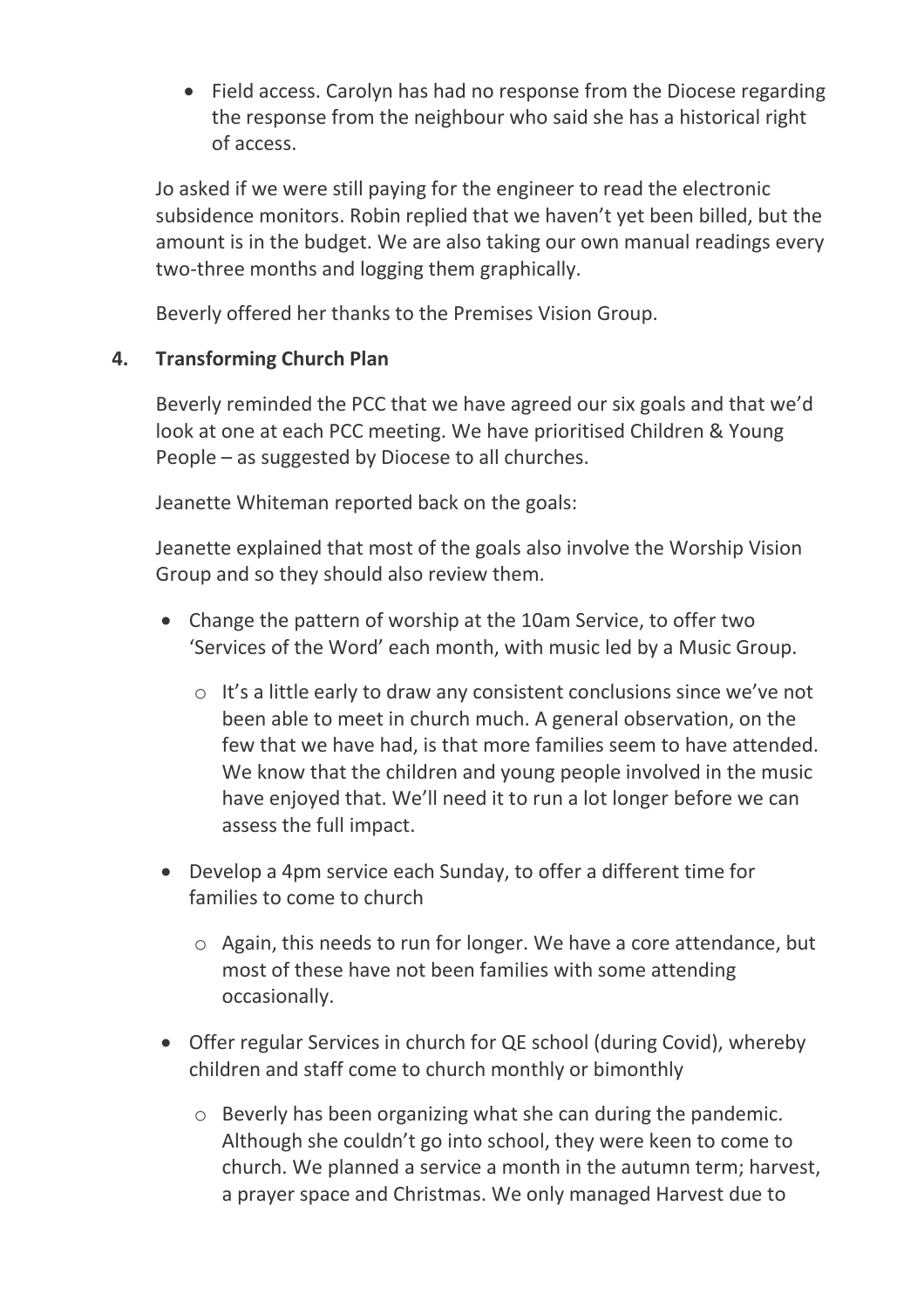- Field access. Carolyn has had no response from the Diocese regarding the response from the neighbour who said she has a historical right of access.

Jo asked if we were still paying for the engineer to read the electronic subsidence monitors. Robin replied that we haven't yet been billed, but the amount is in the budget. We are also taking our own manual readings every two-three months and logging them graphically.

Beverly offered her thanks to the Premises Vision Group.

## 4. Transforming Church Plan

Beverly reminded the PCC that we have agreed our six goals and that we'd look at one at each PCC meeting. We have prioritised Children & Young People – as suggested by Diocese to all churches.

Jeanette Whiteman reported back on the goals:

Jeanette explained that most of the goals also involve the Worship Vision Group and so they should also review them.

- Change the pattern of worship at the 10am Service, to offer two 'Services of the Word' each month, with music led by a Music Group.
  - It's a little early to draw any consistent conclusions since we've not been able to meet in church much. A general observation, on the few that we have had, is that more families seem to have attended. We know that the children and young people involved in the music have enjoyed that. We'll need it to run a lot longer before we can assess the full impact.
- Develop a 4pm service each Sunday, to offer a different time for families to come to church
  - Again, this needs to run for longer. We have a core attendance, but most of these have not been families with some attending occasionally.
- Offer regular Services in church for QE school (during Covid), whereby children and staff come to church monthly or bimonthly
  - Beverly has been organizing what she can during the pandemic. Although she couldn't go into school, they were keen to come to church. We planned a service a month in the autumn term; harvest, a prayer space and Christmas. We only managed Harvest due to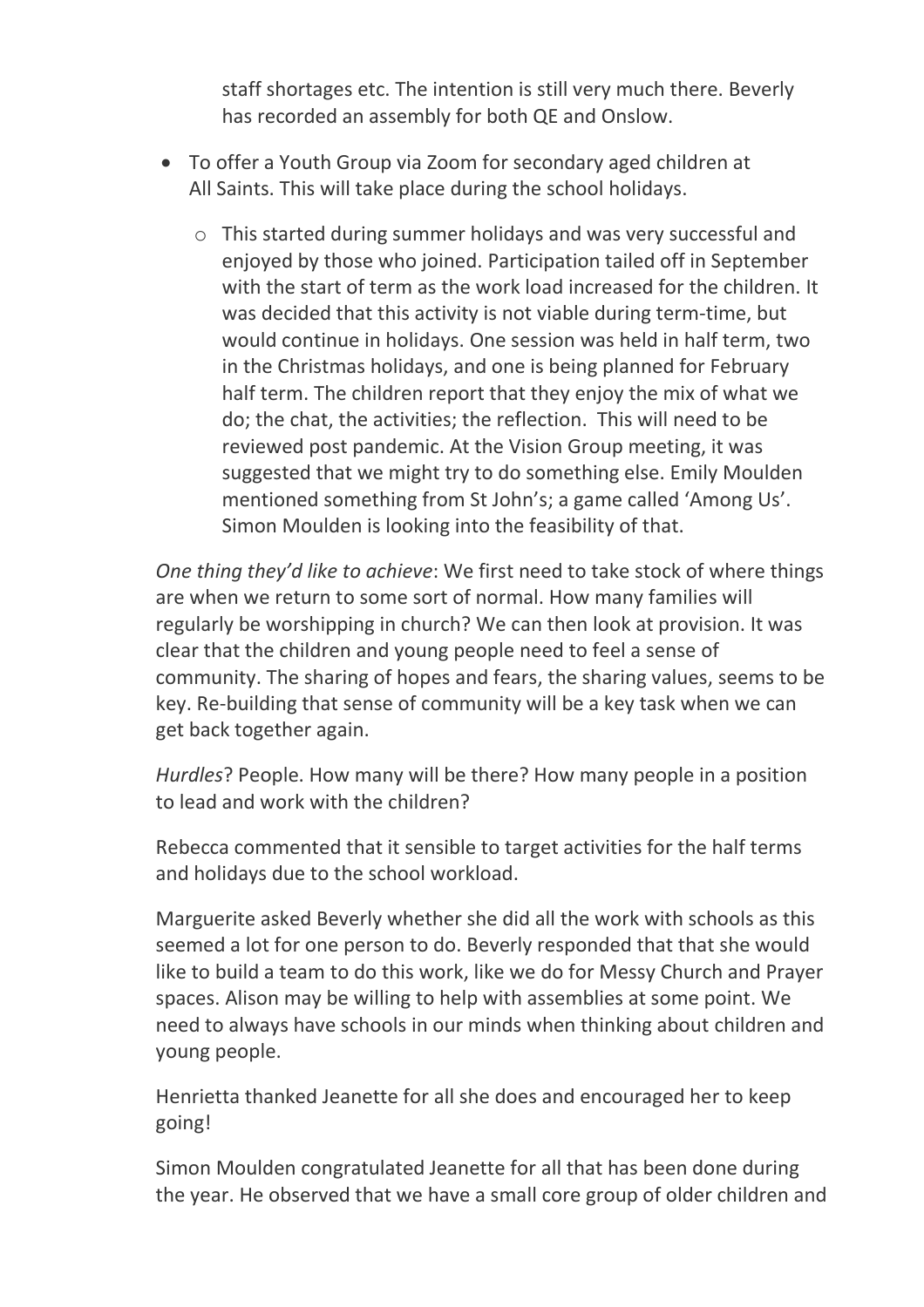staff shortages etc. The intention is still very much there. Beverly has recorded an assembly for both QE and Onslow.

- To offer a Youth Group via Zoom for secondary aged children at All Saints. This will take place during the school holidays.
    - This started during summer holidays and was very successful and enjoyed by those who joined. Participation tailed off in September with the start of term as the work load increased for the children. It was decided that this activity is not viable during term-time, but would continue in holidays. One session was held in half term, two in the Christmas holidays, and one is being planned for February half term. The children report that they enjoy the mix of what we do; the chat, the activities; the reflection. This will need to be reviewed post pandemic. At the Vision Group meeting, it was suggested that we might try to do something else. Emily Moulden mentioned something from St John's; a game called 'Among Us'. Simon Moulden is looking into the feasibility of that.

*One thing they'd like to achieve*: We first need to take stock of where things are when we return to some sort of normal. How many families will regularly be worshipping in church? We can then look at provision. It was clear that the children and young people need to feel a sense of community. The sharing of hopes and fears, the sharing values, seems to be key. Re-building that sense of community will be a key task when we can get back together again.

*Hurdles*? People. How many will be there? How many people in a position to lead and work with the children?

Rebecca commented that it sensible to target activities for the half terms and holidays due to the school workload.

Marguerite asked Beverly whether she did all the work with schools as this seemed a lot for one person to do. Beverly responded that that she would like to build a team to do this work, like we do for Messy Church and Prayer spaces. Alison may be willing to help with assemblies at some point. We need to always have schools in our minds when thinking about children and young people.

Henrietta thanked Jeanette for all she does and encouraged her to keep going!

Simon Moulden congratulated Jeanette for all that has been done during the year. He observed that we have a small core group of older children and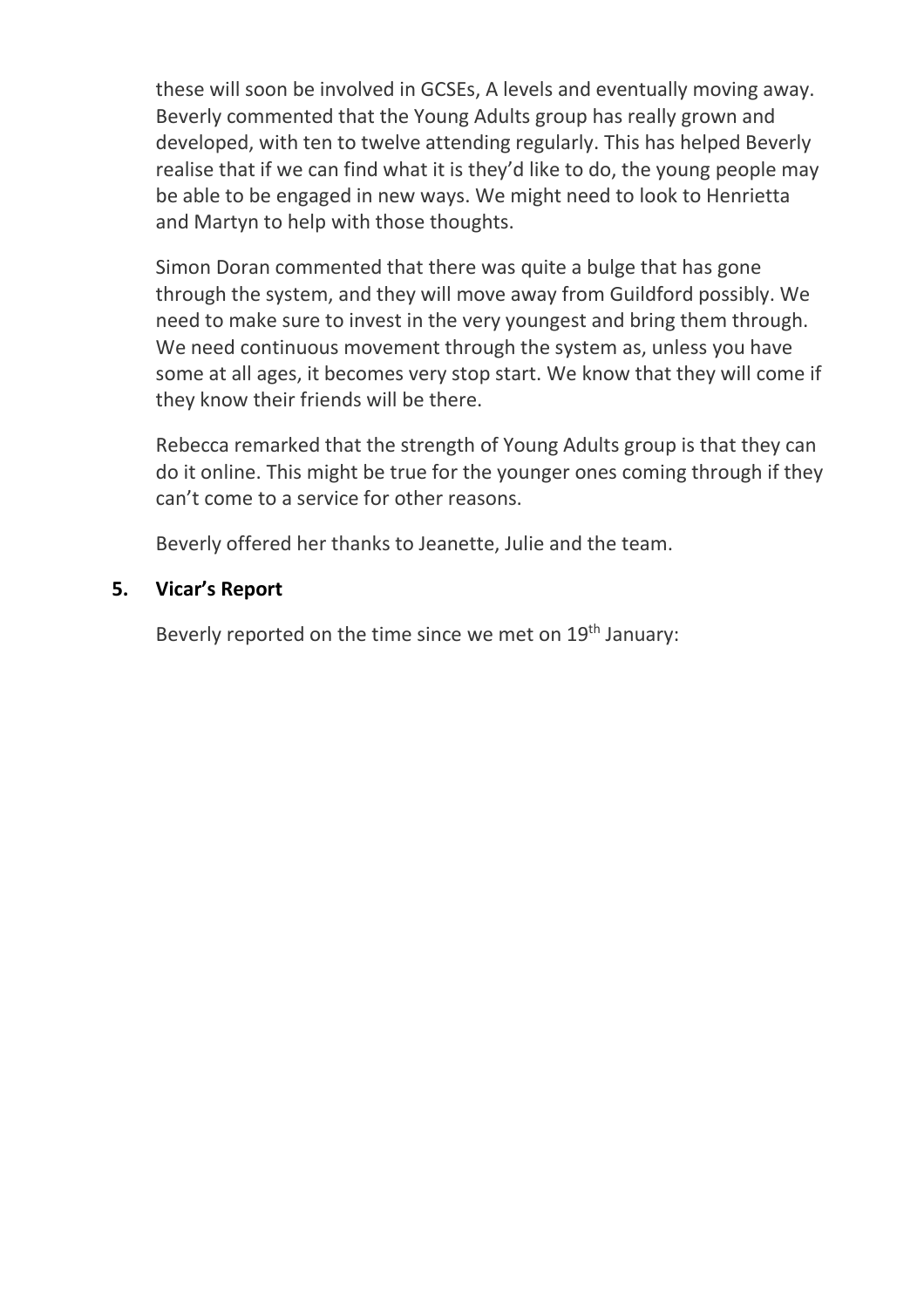these will soon be involved in GCSEs, A levels and eventually moving away. Beverly commented that the Young Adults group has really grown and developed, with ten to twelve attending regularly. This has helped Beverly realise that if we can find what it is they'd like to do, the young people may be able to be engaged in new ways. We might need to look to Henrietta and Martyn to help with those thoughts.

Simon Doran commented that there was quite a bulge that has gone through the system, and they will move away from Guildford possibly. We need to make sure to invest in the very youngest and bring them through. We need continuous movement through the system as, unless you have some at all ages, it becomes very stop start. We know that they will come if they know their friends will be there.

Rebecca remarked that the strength of Young Adults group is that they can do it online. This might be true for the younger ones coming through if they can't come to a service for other reasons.

Beverly offered her thanks to Jeanette, Julie and the team.

## 5. Vicar's Report

Beverly reported on the time since we met on 19th January: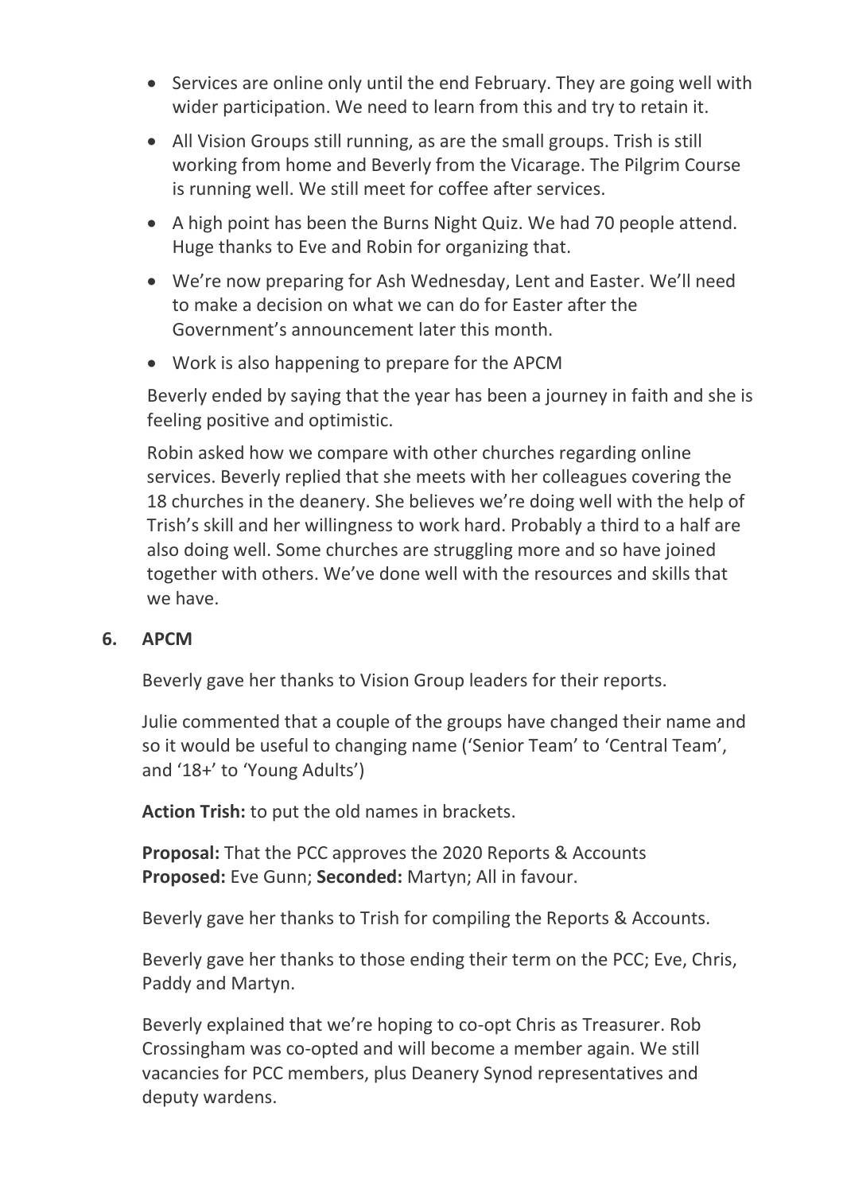- Services are online only until the end February. They are going well with wider participation. We need to learn from this and try to retain it.
- All Vision Groups still running, as are the small groups. Trish is still working from home and Beverly from the Vicarage. The Pilgrim Course is running well. We still meet for coffee after services.
- A high point has been the Burns Night Quiz. We had 70 people attend. Huge thanks to Eve and Robin for organizing that.
- We're now preparing for Ash Wednesday, Lent and Easter. We'll need to make a decision on what we can do for Easter after the Government's announcement later this month.
- Work is also happening to prepare for the APCM

Beverly ended by saying that the year has been a journey in faith and she is feeling positive and optimistic.

Robin asked how we compare with other churches regarding online services. Beverly replied that she meets with her colleagues covering the 18 churches in the deanery. She believes we're doing well with the help of Trish's skill and her willingness to work hard. Probably a third to a half are also doing well. Some churches are struggling more and so have joined together with others. We've done well with the resources and skills that we have.

**6. APCM**

Beverly gave her thanks to Vision Group leaders for their reports.

Julie commented that a couple of the groups have changed their name and so it would be useful to changing name ('Senior Team' to 'Central Team', and '18+' to 'Young Adults')

**Action Trish:** to put the old names in brackets.

**Proposal:** That the PCC approves the 2020 Reports & Accounts
**Proposed:** Eve Gunn; **Seconded:** Martyn; All in favour.

Beverly gave her thanks to Trish for compiling the Reports & Accounts.

Beverly gave her thanks to those ending their term on the PCC; Eve, Chris, Paddy and Martyn.

Beverly explained that we're hoping to co-opt Chris as Treasurer. Rob Crossingham was co-opted and will become a member again. We still vacancies for PCC members, plus Deanery Synod representatives and deputy wardens.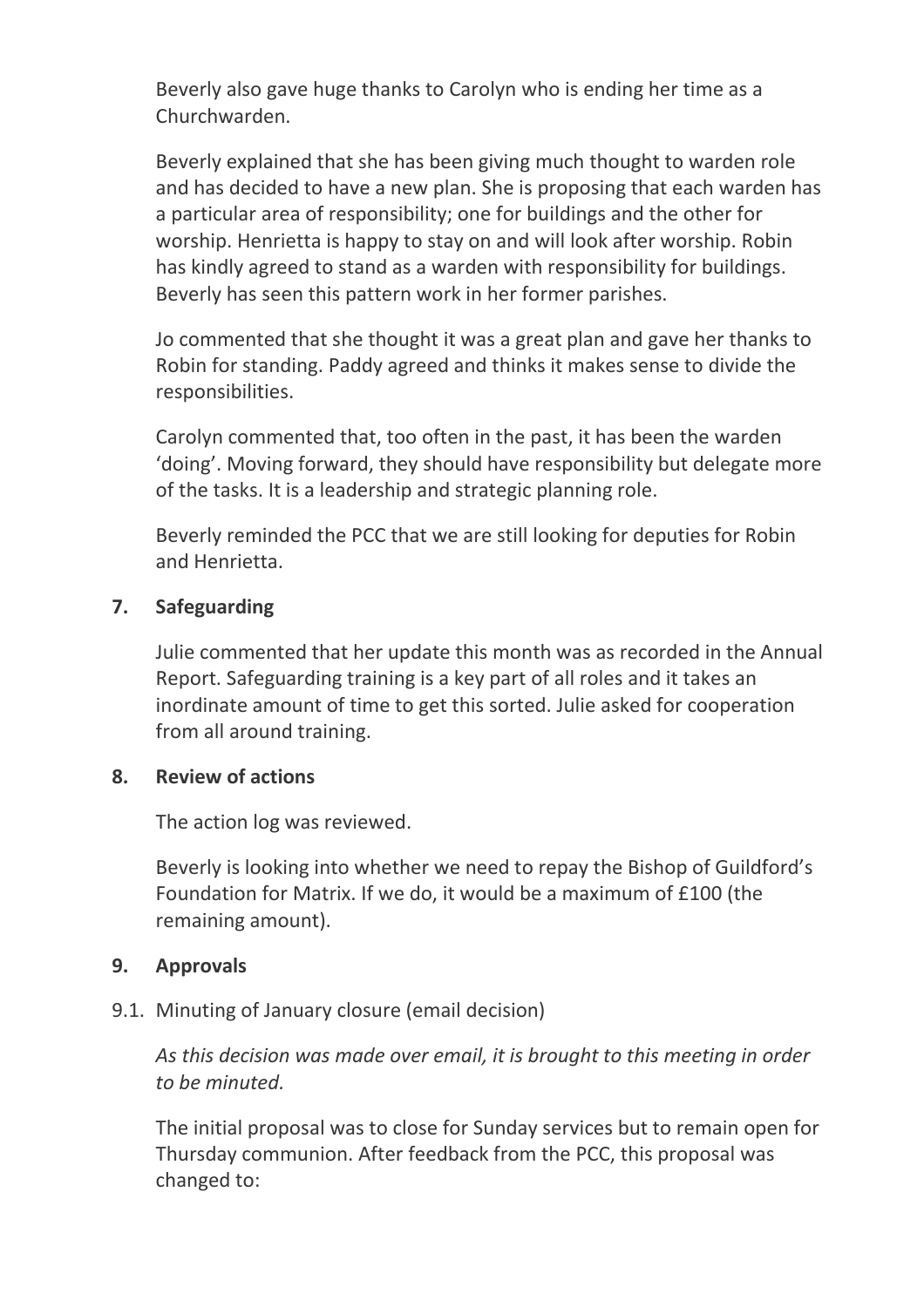Beverly also gave huge thanks to Carolyn who is ending her time as a Churchwarden.

Beverly explained that she has been giving much thought to warden role and has decided to have a new plan. She is proposing that each warden has a particular area of responsibility; one for buildings and the other for worship. Henrietta is happy to stay on and will look after worship. Robin has kindly agreed to stand as a warden with responsibility for buildings. Beverly has seen this pattern work in her former parishes.

Jo commented that she thought it was a great plan and gave her thanks to Robin for standing. Paddy agreed and thinks it makes sense to divide the responsibilities.

Carolyn commented that, too often in the past, it has been the warden 'doing'. Moving forward, they should have responsibility but delegate more of the tasks. It is a leadership and strategic planning role.

Beverly reminded the PCC that we are still looking for deputies for Robin and Henrietta.

## 7. Safeguarding

Julie commented that her update this month was as recorded in the Annual Report. Safeguarding training is a key part of all roles and it takes an inordinate amount of time to get this sorted. Julie asked for cooperation from all around training.

## 8. Review of actions

The action log was reviewed.

Beverly is looking into whether we need to repay the Bishop of Guildford's Foundation for Matrix. If we do, it would be a maximum of £100 (the remaining amount).

## 9. Approvals

9.1. Minuting of January closure (email decision)

*As this decision was made over email, it is brought to this meeting in order to be minuted.*

The initial proposal was to close for Sunday services but to remain open for Thursday communion. After feedback from the PCC, this proposal was changed to: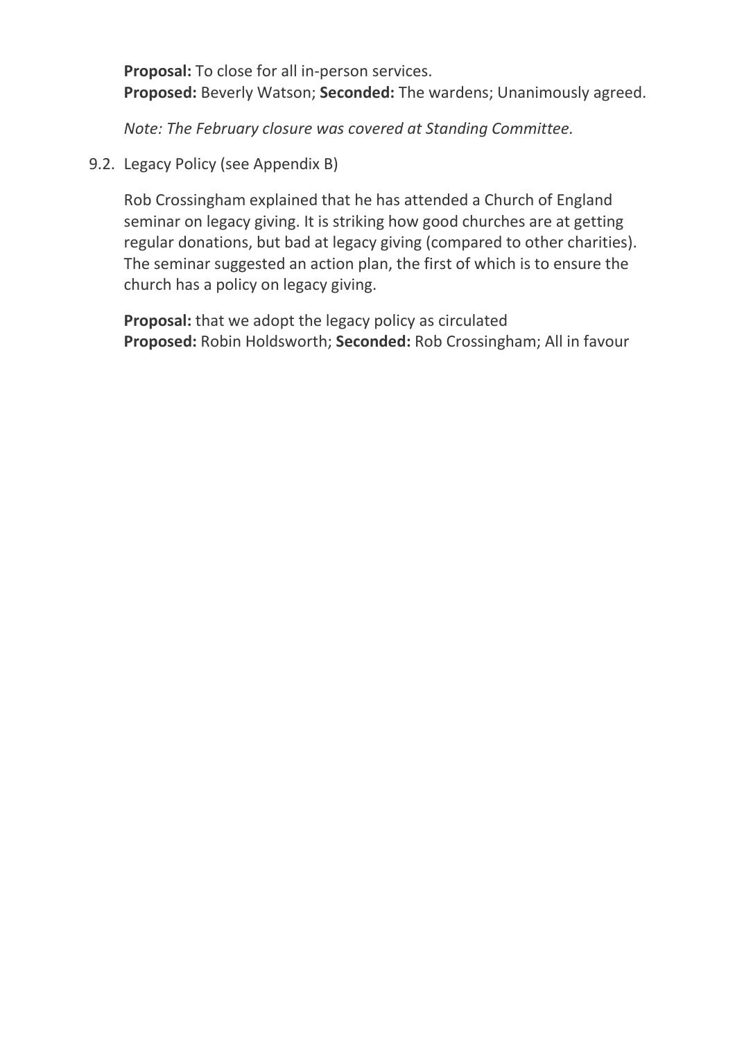**Proposal:** To close for all in-person services.  
**Proposed:** Beverly Watson; **Seconded:** The wardens; Unanimously agreed.

*Note: The February closure was covered at Standing Committee.*

9.2. Legacy Policy (see Appendix B)

Rob Crossingham explained that he has attended a Church of England seminar on legacy giving. It is striking how good churches are at getting regular donations, but bad at legacy giving (compared to other charities). The seminar suggested an action plan, the first of which is to ensure the church has a policy on legacy giving.

**Proposal:** that we adopt the legacy policy as circulated  
**Proposed:** Robin Holdsworth; **Seconded:** Rob Crossingham; All in favour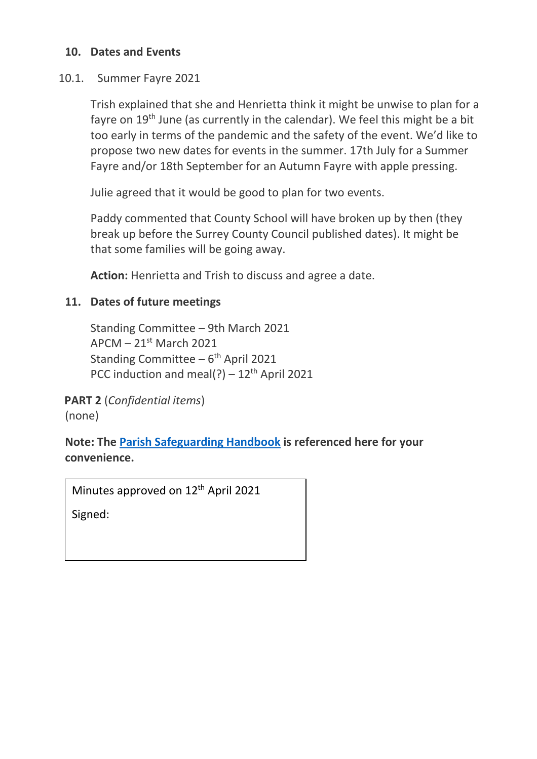## 10. Dates and Events

### 10.1. Summer Fayre 2021

Trish explained that she and Henrietta think it might be unwise to plan for a fayre on 19th June (as currently in the calendar). We feel this might be a bit too early in terms of the pandemic and the safety of the event. We'd like to propose two new dates for events in the summer. 17th July for a Summer Fayre and/or 18th September for an Autumn Fayre with apple pressing.

Julie agreed that it would be good to plan for two events.

Paddy commented that County School will have broken up by then (they break up before the Surrey County Council published dates). It might be that some families will be going away.

**Action:** Henrietta and Trish to discuss and agree a date.

## 11. Dates of future meetings

Standing Committee – 9th March 2021
APCM – 21st March 2021
Standing Committee – 6th April 2021
PCC induction and meal(?) – 12th April 2021

**PART 2** (*Confidential items*)
(none)

**Note: The Parish Safeguarding Handbook is referenced here for your convenience.**

| Minutes approved on 12th April 2021 |
| --- |
| Signed: |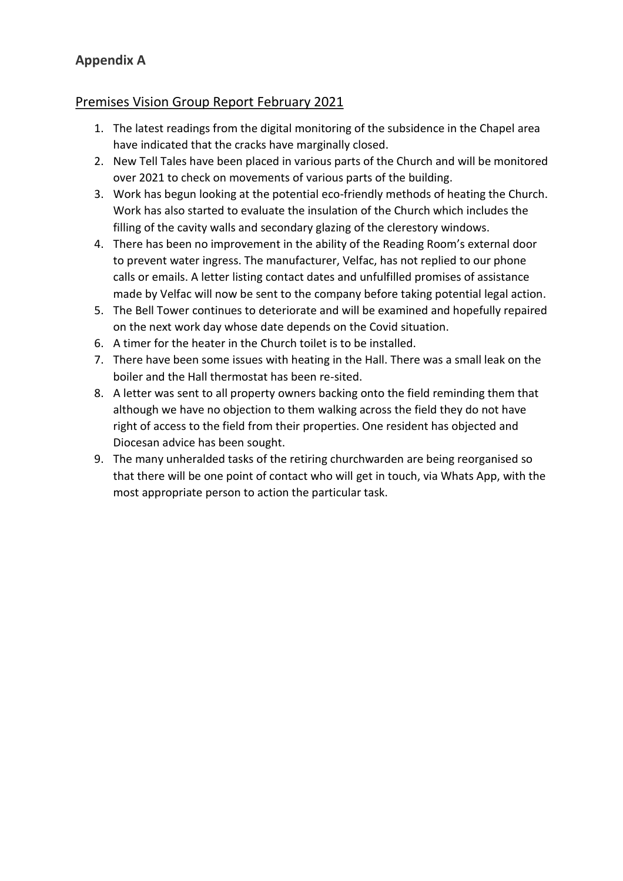## Appendix A

### Premises Vision Group Report February 2021

1. The latest readings from the digital monitoring of the subsidence in the Chapel area have indicated that the cracks have marginally closed.
2. New Tell Tales have been placed in various parts of the Church and will be monitored over 2021 to check on movements of various parts of the building.
3. Work has begun looking at the potential eco-friendly methods of heating the Church. Work has also started to evaluate the insulation of the Church which includes the filling of the cavity walls and secondary glazing of the clerestory windows.
4. There has been no improvement in the ability of the Reading Room's external door to prevent water ingress. The manufacturer, Velfac, has not replied to our phone calls or emails. A letter listing contact dates and unfulfilled promises of assistance made by Velfac will now be sent to the company before taking potential legal action.
5. The Bell Tower continues to deteriorate and will be examined and hopefully repaired on the next work day whose date depends on the Covid situation.
6. A timer for the heater in the Church toilet is to be installed.
7. There have been some issues with heating in the Hall. There was a small leak on the boiler and the Hall thermostat has been re-sited.
8. A letter was sent to all property owners backing onto the field reminding them that although we have no objection to them walking across the field they do not have right of access to the field from their properties. One resident has objected and Diocesan advice has been sought.
9. The many unheralded tasks of the retiring churchwarden are being reorganised so that there will be one point of contact who will get in touch, via Whats App, with the most appropriate person to action the particular task.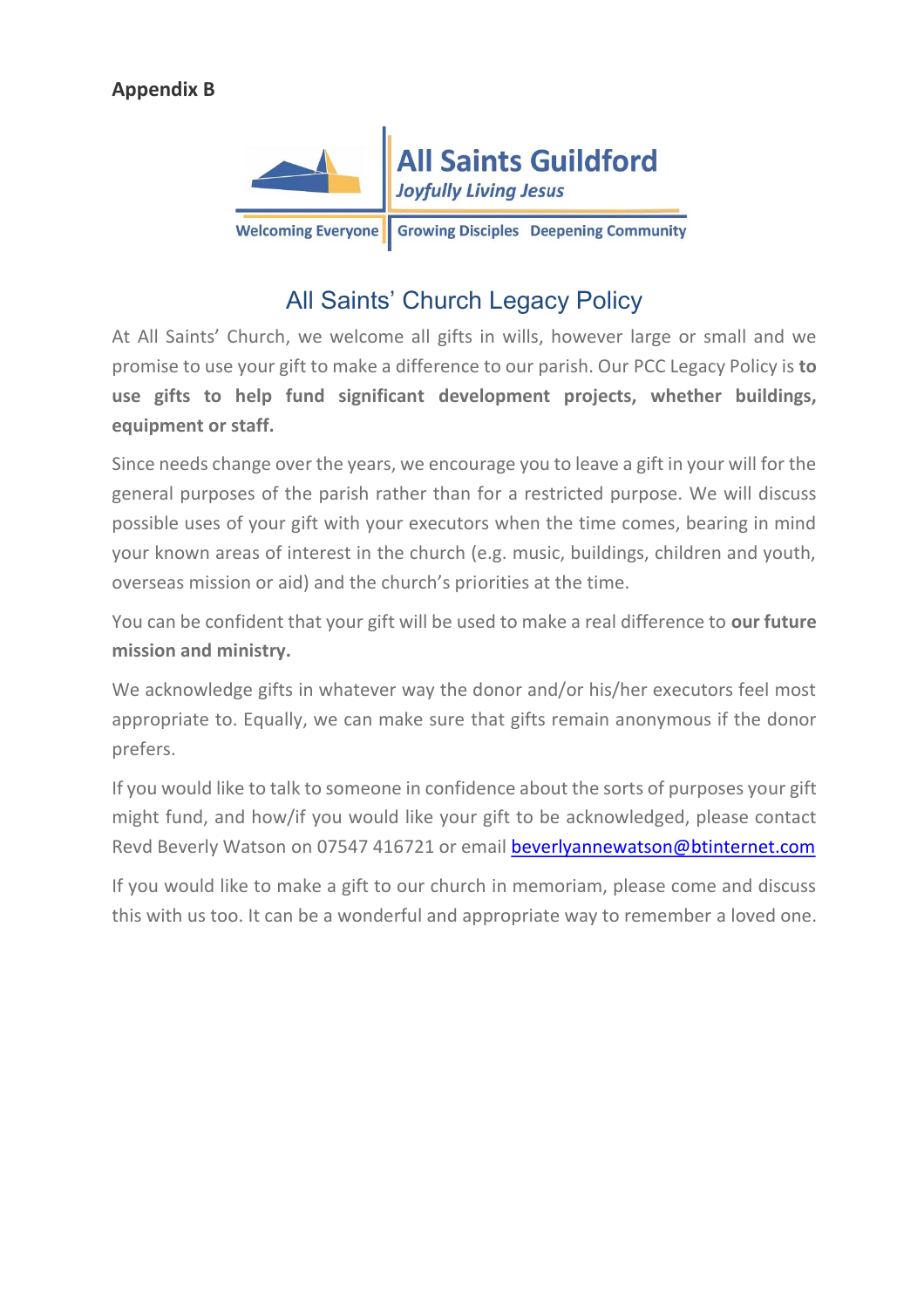**Appendix B**

All Saints Guildford
*Joyfully Living Jesus*

Welcoming Everyone | Growing Disciples | Deepening Community

## All Saints' Church Legacy Policy

At All Saints' Church, we welcome all gifts in wills, however large or small and we promise to use your gift to make a difference to our parish. Our PCC Legacy Policy is **to use gifts to help fund significant development projects, whether buildings, equipment or staff.**

Since needs change over the years, we encourage you to leave a gift in your will for the general purposes of the parish rather than for a restricted purpose. We will discuss possible uses of your gift with your executors when the time comes, bearing in mind your known areas of interest in the church (e.g. music, buildings, children and youth, overseas mission or aid) and the church's priorities at the time.

You can be confident that your gift will be used to make a real difference to **our future mission and ministry.**

We acknowledge gifts in whatever way the donor and/or his/her executors feel most appropriate to. Equally, we can make sure that gifts remain anonymous if the donor prefers.

If you would like to talk to someone in confidence about the sorts of purposes your gift might fund, and how/if you would like your gift to be acknowledged, please contact Revd Beverly Watson on 07547 416721 or email [beverlyannewatson@btinternet.com](mailto:beverlyannewatson@btinternet.com)

If you would like to make a gift to our church in memoriam, please come and discuss this with us too. It can be a wonderful and appropriate way to remember a loved one.